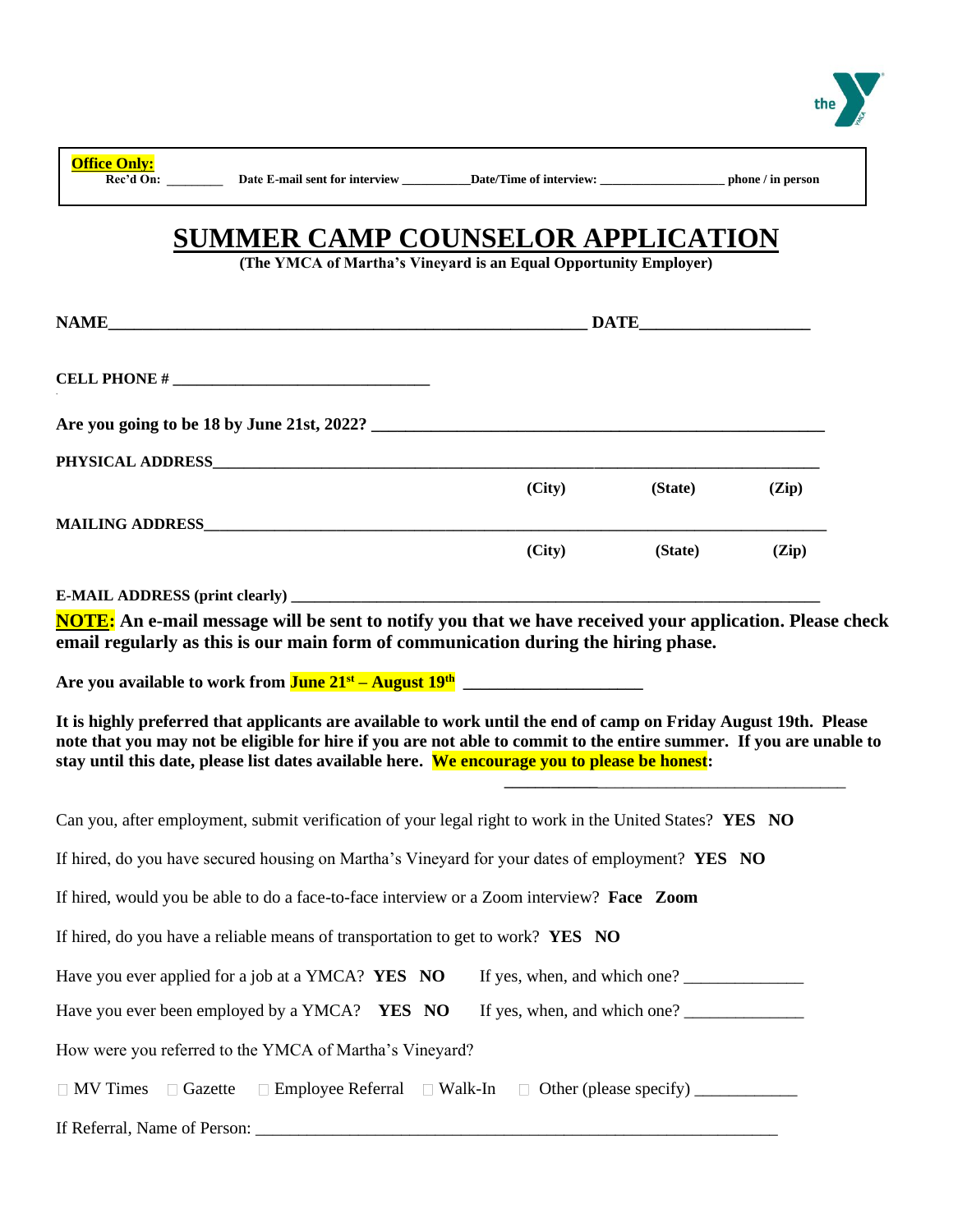**Office Only:**
Rec'd On: ________ Date E-mail sent for interview __________ Date/Time of interview: __________________ phone / in person

# SUMMER CAMP COUNSELOR APPLICATION

**(The YMCA of Martha's Vineyard is an Equal Opportunity Employer)**

**NAME**__________________________________________________________ **DATE**____________________

**CELL PHONE #** _______________________________

**Are you going to be 18 by June 21st, 2022?** _______________________________________________________

**PHYSICAL ADDRESS**________________________________________________________________________

(City) (State) (Zip)

**MAILING ADDRESS**_________________________________________________________________________

(City) (State) (Zip)

**E-MAIL ADDRESS (print clearly)** _______________________________________________________________

**NOTE: An e-mail message will be sent to notify you that we have received your application. Please check email regularly as this is our main form of communication during the hiring phase.**

**Are you available to work from June 21st – August 19th** ____________________

**It is highly preferred that applicants are available to work until the end of camp on Friday August 19th. Please note that you may not be eligible for hire if you are not able to commit to the entire summer. If you are unable to stay until this date, please list dates available here. We encourage you to please be honest:**

__________________________________________

Can you, after employment, submit verification of your legal right to work in the United States? **YES NO**

If hired, do you have secured housing on Martha's Vineyard for your dates of employment? **YES NO**

If hired, would you be able to do a face-to-face interview or a Zoom interview? **Face Zoom**

If hired, do you have a reliable means of transportation to get to work? **YES NO**

Have you ever applied for a job at a YMCA? **YES NO** If yes, when, and which one? ______________

Have you ever been employed by a YMCA? **YES NO** If yes, when, and which one? ______________

How were you referred to the YMCA of Martha's Vineyard?

☐ MV Times ☐ Gazette ☐ Employee Referral ☐ Walk-In ☐ Other (please specify) ____________

If Referral, Name of Person: ________________________________________________________________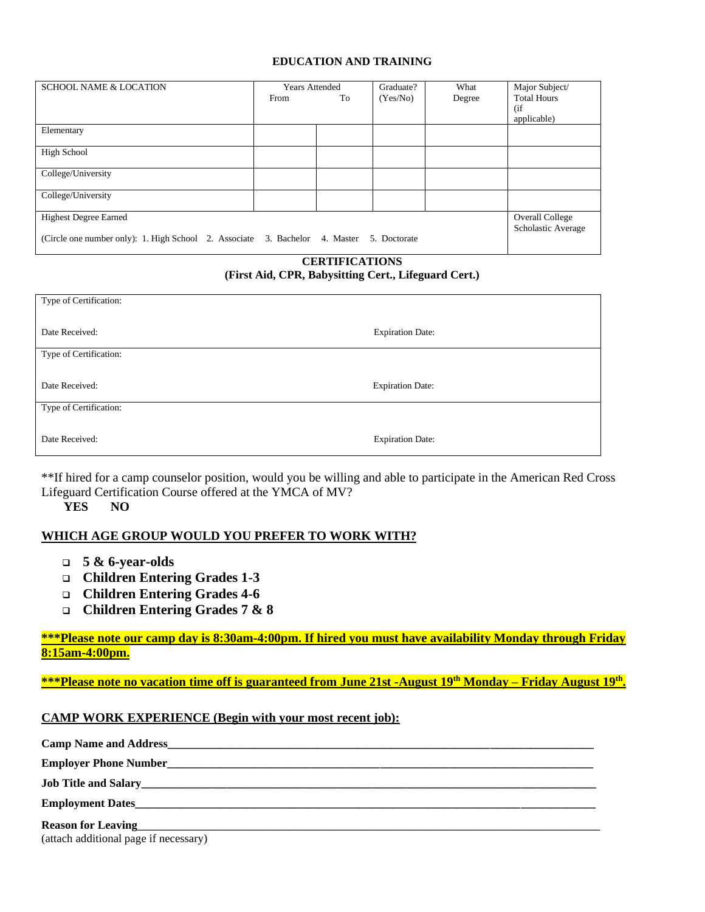## EDUCATION AND TRAINING

| SCHOOL NAME & LOCATION | Years Attended From | To | Graduate? (Yes/No) | What Degree | Major Subject/ Total Hours (if applicable) |
|---|---|---|---|---|---|
| Elementary | | | | | |
| High School | | | | | |
| College/University | | | | | |
| College/University | | | | | |
| Highest Degree Earned<br><br>(Circle one number only): 1. High School 2. Associate 3. Bachelor 4. Master 5. Doctorate | | | | | Overall College Scholastic Average |

## CERTIFICATIONS
### (First Aid, CPR, Babysitting Cert., Lifeguard Cert.)

| | |
|---|---|
| Type of Certification: | |
| Date Received: | Expiration Date: |
| Type of Certification: | |
| Date Received: | Expiration Date: |
| Type of Certification: | |
| Date Received: | Expiration Date: |

**If hired for a camp counselor position, would you be willing and able to participate in the American Red Cross Lifeguard Certification Course offered at the YMCA of MV?

**YES** **NO**

**WHICH AGE GROUP WOULD YOU PREFER TO WORK WITH?**

- ☐ **5 & 6-year-olds**
- ☐ **Children Entering Grades 1-3**
- ☐ **Children Entering Grades 4-6**
- ☐ **Children Entering Grades 7 & 8**

**\*\*\*Please note our camp day is 8:30am-4:00pm. If hired you must have availability Monday through Friday 8:15am-4:00pm.**

**\*\*\*Please note no vacation time off is guaranteed from June 21st -August 19th Monday – Friday August 19th.**

**CAMP WORK EXPERIENCE (Begin with your most recent job):**

**Camp Name and Address**\_\_\_\_\_\_\_\_\_\_\_\_\_\_\_\_\_\_\_\_\_\_\_\_\_\_\_\_\_\_\_\_\_\_\_\_\_\_\_\_\_\_\_\_\_\_\_\_\_\_\_\_\_\_

**Employer Phone Number**\_\_\_\_\_\_\_\_\_\_\_\_\_\_\_\_\_\_\_\_\_\_\_\_\_\_\_\_\_\_\_\_\_\_\_\_\_\_\_\_\_\_\_\_\_\_\_\_\_\_\_\_\_\_

**Job Title and Salary**\_\_\_\_\_\_\_\_\_\_\_\_\_\_\_\_\_\_\_\_\_\_\_\_\_\_\_\_\_\_\_\_\_\_\_\_\_\_\_\_\_\_\_\_\_\_\_\_\_\_\_\_\_\_\_\_\_\_

**Employment Dates**\_\_\_\_\_\_\_\_\_\_\_\_\_\_\_\_\_\_\_\_\_\_\_\_\_\_\_\_\_\_\_\_\_\_\_\_\_\_\_\_\_\_\_\_\_\_\_\_\_\_\_\_\_\_\_\_\_\_\_\_

**Reason for Leaving**\_\_\_\_\_\_\_\_\_\_\_\_\_\_\_\_\_\_\_\_\_\_\_\_\_\_\_\_\_\_\_\_\_\_\_\_\_\_\_\_\_\_\_\_\_\_\_\_\_\_\_\_\_\_\_\_\_\_\_
(attach additional page if necessary)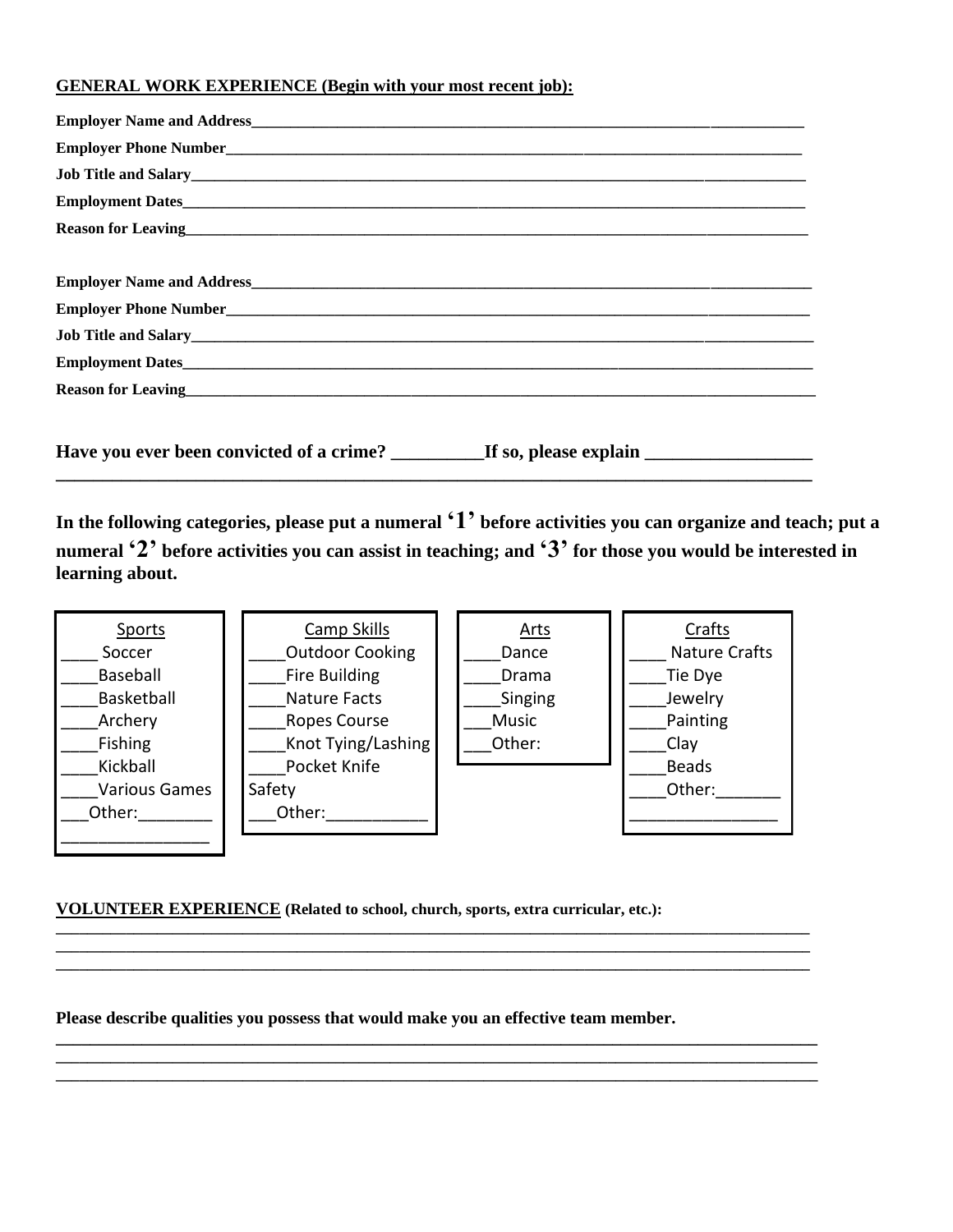**GENERAL WORK EXPERIENCE (Begin with your most recent job):**

**Employer Name and Address**_______________________________________________________________________________

**Employer Phone Number**_________________________________________________________________________________

**Job Title and Salary**_____________________________________________________________________________________

**Employment Dates**_______________________________________________________________________________________

**Reason for Leaving**_______________________________________________________________________________________

**Employer Name and Address**_______________________________________________________________________________

**Employer Phone Number**_________________________________________________________________________________

**Job Title and Salary**_____________________________________________________________________________________

**Employment Dates**_______________________________________________________________________________________

**Reason for Leaving**_______________________________________________________________________________________

**Have you ever been convicted of a crime? __________If so, please explain __________________**
**______________________________________________________________________________**

**In the following categories, please put a numeral '1' before activities you can organize and teach; put a numeral '2' before activities you can assist in teaching; and '3' for those you would be interested in learning about.**

| Sports | Camp Skills | Arts | Crafts |
|---|---|---|---|
| ____ Soccer | ____Outdoor Cooking | ____Dance | ____ Nature Crafts |
| ____Baseball | ____Fire Building | ____Drama | ____Tie Dye |
| ____Basketball | ____Nature Facts | ____Singing | ____Jewelry |
| ____Archery | ____Ropes Course | ___Music | ____Painting |
| ____Fishing | ____Knot Tying/Lashing | ___Other: | ____Clay |
| ____Kickball | ____Pocket Knife Safety | | ____Beads |
| ____Various Games | ___Other:___________ | | ____Other:_______ ________________ |
| ___Other:________ ________________ | | | |

**VOLUNTEER EXPERIENCE (Related to school, church, sports, extra curricular, etc.):**
______________________________________________________________________________
______________________________________________________________________________
______________________________________________________________________________

**Please describe qualities you possess that would make you an effective team member.**
______________________________________________________________________________
______________________________________________________________________________
______________________________________________________________________________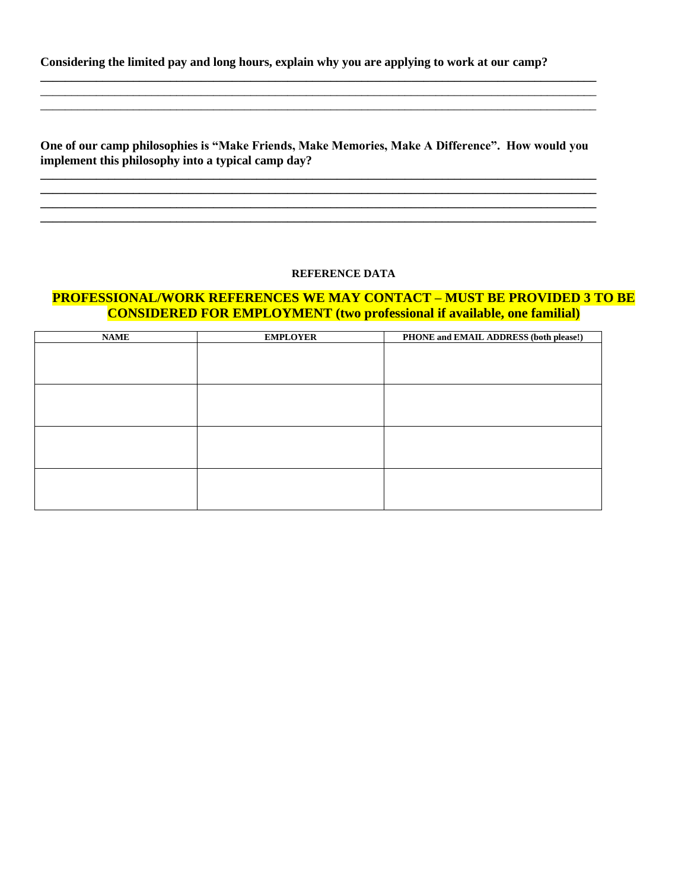**Considering the limited pay and long hours, explain why you are applying to work at our camp?**

\_\_\_\_\_\_\_\_\_\_\_\_\_\_\_\_\_\_\_\_\_\_\_\_\_\_\_\_\_\_\_\_\_\_\_\_\_\_\_\_\_\_\_\_\_\_\_\_\_\_\_\_\_\_\_\_\_\_\_\_\_\_\_\_\_\_\_\_\_\_\_\_\_\_\_\_\_\_\_\_\_\_
\_\_\_\_\_\_\_\_\_\_\_\_\_\_\_\_\_\_\_\_\_\_\_\_\_\_\_\_\_\_\_\_\_\_\_\_\_\_\_\_\_\_\_\_\_\_\_\_\_\_\_\_\_\_\_\_\_\_\_\_\_\_\_\_\_\_\_\_\_\_\_\_\_\_\_\_\_\_\_\_\_\_
\_\_\_\_\_\_\_\_\_\_\_\_\_\_\_\_\_\_\_\_\_\_\_\_\_\_\_\_\_\_\_\_\_\_\_\_\_\_\_\_\_\_\_\_\_\_\_\_\_\_\_\_\_\_\_\_\_\_\_\_\_\_\_\_\_\_\_\_\_\_\_\_\_\_\_\_\_\_\_\_\_\_

**One of our camp philosophies is "Make Friends, Make Memories, Make A Difference". How would you implement this philosophy into a typical camp day?**

\_\_\_\_\_\_\_\_\_\_\_\_\_\_\_\_\_\_\_\_\_\_\_\_\_\_\_\_\_\_\_\_\_\_\_\_\_\_\_\_\_\_\_\_\_\_\_\_\_\_\_\_\_\_\_\_\_\_\_\_\_\_\_\_\_\_\_\_\_\_\_\_\_\_\_\_\_\_\_\_\_\_
\_\_\_\_\_\_\_\_\_\_\_\_\_\_\_\_\_\_\_\_\_\_\_\_\_\_\_\_\_\_\_\_\_\_\_\_\_\_\_\_\_\_\_\_\_\_\_\_\_\_\_\_\_\_\_\_\_\_\_\_\_\_\_\_\_\_\_\_\_\_\_\_\_\_\_\_\_\_\_\_\_\_
\_\_\_\_\_\_\_\_\_\_\_\_\_\_\_\_\_\_\_\_\_\_\_\_\_\_\_\_\_\_\_\_\_\_\_\_\_\_\_\_\_\_\_\_\_\_\_\_\_\_\_\_\_\_\_\_\_\_\_\_\_\_\_\_\_\_\_\_\_\_\_\_\_\_\_\_\_\_\_\_\_\_
\_\_\_\_\_\_\_\_\_\_\_\_\_\_\_\_\_\_\_\_\_\_\_\_\_\_\_\_\_\_\_\_\_\_\_\_\_\_\_\_\_\_\_\_\_\_\_\_\_\_\_\_\_\_\_\_\_\_\_\_\_\_\_\_\_\_\_\_\_\_\_\_\_\_\_\_\_\_\_\_\_\_

## REFERENCE DATA

**PROFESSIONAL/WORK REFERENCES WE MAY CONTACT – MUST BE PROVIDED 3 TO BE CONSIDERED FOR EMPLOYMENT (two professional if available, one familial)**

| NAME | EMPLOYER | PHONE and EMAIL ADDRESS (both please!) |
| --- | --- | --- |
| | | |
| | | |
| | | |
| | | |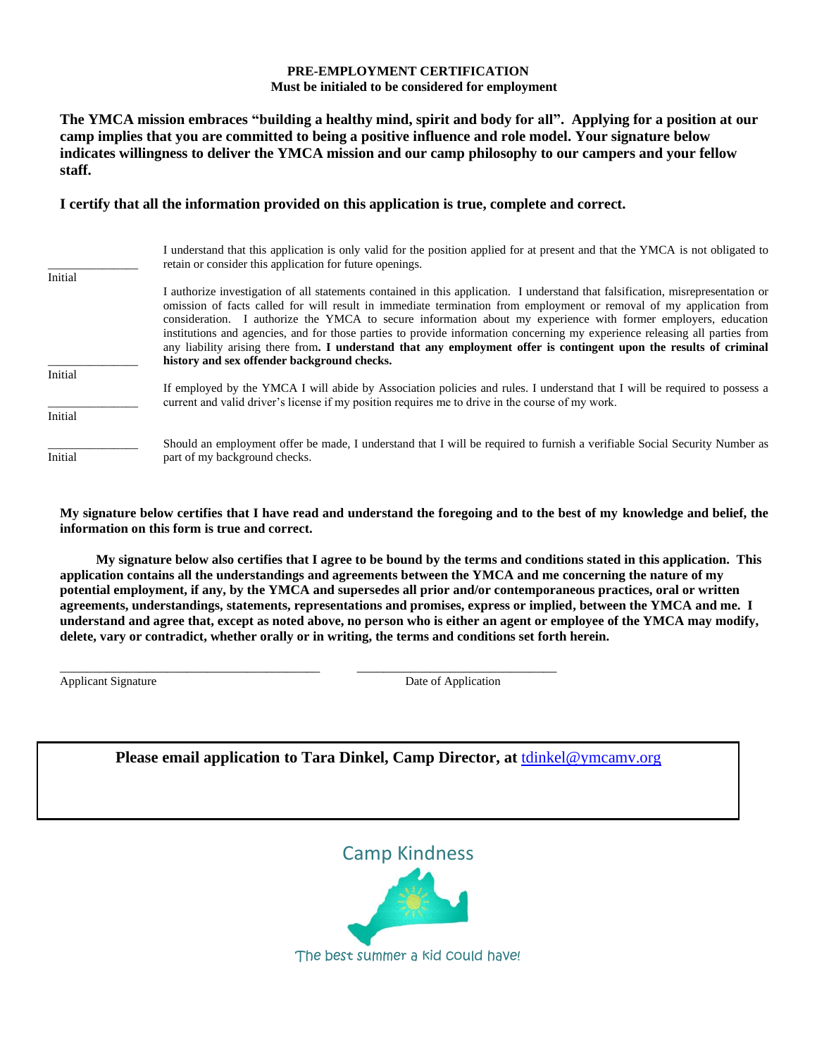**PRE-EMPLOYMENT CERTIFICATION**
**Must be initialed to be considered for employment**

**The YMCA mission embraces "building a healthy mind, spirit and body for all". Applying for a position at our camp implies that you are committed to being a positive influence and role model. Your signature below indicates willingness to deliver the YMCA mission and our camp philosophy to our campers and your fellow staff.**

**I certify that all the information provided on this application is true, complete and correct.**

| | |
|---|---|
| _______________ Initial | I understand that this application is only valid for the position applied for at present and that the YMCA is not obligated to retain or consider this application for future openings. |
| _______________ Initial | I authorize investigation of all statements contained in this application. I understand that falsification, misrepresentation or omission of facts called for will result in immediate termination from employment or removal of my application from consideration. I authorize the YMCA to secure information about my experience with former employers, education institutions and agencies, and for those parties to provide information concerning my experience releasing all parties from any liability arising there from**. I understand that any employment offer is contingent upon the results of criminal history and sex offender background checks.** |
| _______________ Initial | If employed by the YMCA I will abide by Association policies and rules. I understand that I will be required to possess a current and valid driver's license if my position requires me to drive in the course of my work. |
| _______________ Initial | Should an employment offer be made, I understand that I will be required to furnish a verifiable Social Security Number as part of my background checks. |

**My signature below certifies that I have read and understand the foregoing and to the best of my knowledge and belief, the information on this form is true and correct.**

**My signature below also certifies that I agree to be bound by the terms and conditions stated in this application. This application contains all the understandings and agreements between the YMCA and me concerning the nature of my potential employment, if any, by the YMCA and supersedes all prior and/or contemporaneous practices, oral or written agreements, understandings, statements, representations and promises, express or implied, between the YMCA and me. I understand and agree that, except as noted above, no person who is either an agent or employee of the YMCA may modify, delete, vary or contradict, whether orally or in writing, the terms and conditions set forth herein.**

_____________________________________________ Applicant Signature

_________________________________ Date of Application

**Please email application to Tara Dinkel, Camp Director, at** [tdinkel@ymcamv.org](mailto:tdinkel@ymcamv.org)

Camp Kindness

The best summer a kid could have!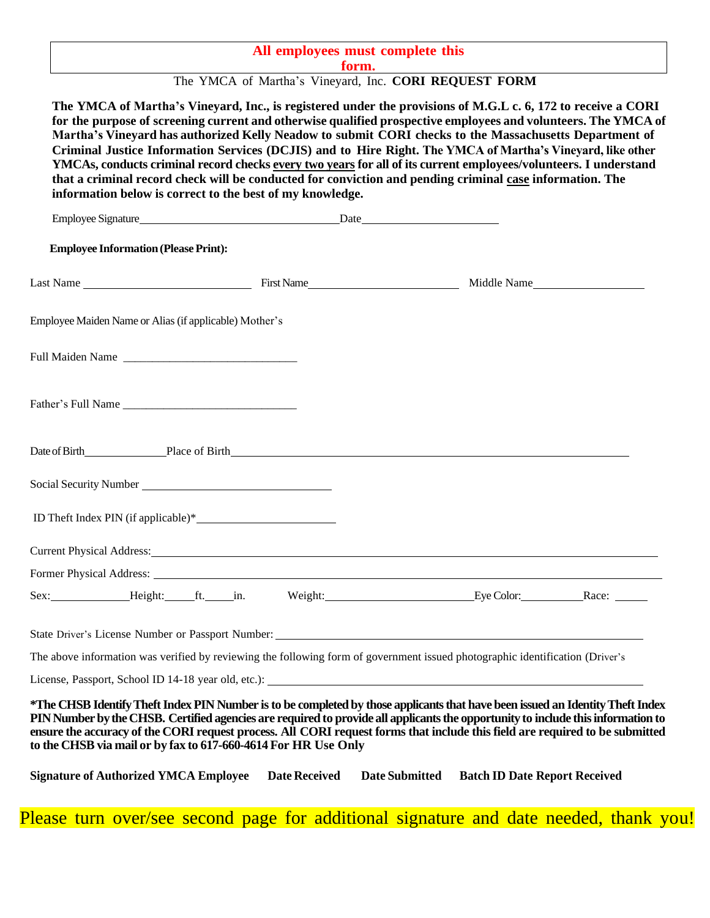**All employees must complete this form.**

The YMCA of Martha's Vineyard, Inc. **CORI REQUEST FORM**

**The YMCA of Martha's Vineyard, Inc., is registered under the provisions of M.G.L c. 6, 172 to receive a CORI for the purpose of screening current and otherwise qualified prospective employees and volunteers. The YMCA of Martha's Vineyard has authorized Kelly Neadow to submit CORI checks to the Massachusetts Department of Criminal Justice Information Services (DCJIS) and to Hire Right. The YMCA of Martha's Vineyard, like other YMCAs, conducts criminal record checks <u>every two years</u> for all of its current employees/volunteers. I understand that a criminal record check will be conducted for conviction and pending criminal <u>case</u> information. The information below is correct to the best of my knowledge.**

Employee Signature________________________________ Date______________________

**Employee Information (Please Print):**

Last Name __________________________ First Name________________________ Middle Name__________________

Employee Maiden Name or Alias (if applicable) Mother's

Full Maiden Name ______________________________

Father's Full Name ______________________________

Date of Birth_____________ Place of Birth_____________________________________________________________

Social Security Number ______________________________

ID Theft Index PIN (if applicable)*______________________

Current Physical Address:_____________________________________________________________________________

Former Physical Address: _____________________________________________________________________________

Sex:_____________ Height:_____ft._____in. Weight:________________________ Eye Color:__________ Race: _____

State Driver's License Number or Passport Number: __________________________________________________________

The above information was verified by reviewing the following form of government issued photographic identification (Driver's License, Passport, School ID 14-18 year old, etc.): ____________________________________________________________

**\*The CHSB Identify Theft Index PIN Number is to be completed by those applicants that have been issued an Identity Theft Index PIN Number by the CHSB. Certified agencies are required to provide all applicants the opportunity to include this information to ensure the accuracy of the CORI request process. All CORI request forms that include this field are required to be submitted to the CHSB via mail or by fax to 617-660-4614 For HR Use Only**

**Signature of Authorized YMCA Employee  Date Received  Date Submitted  Batch ID Date Report Received**

Please turn over/see second page for additional signature and date needed, thank you!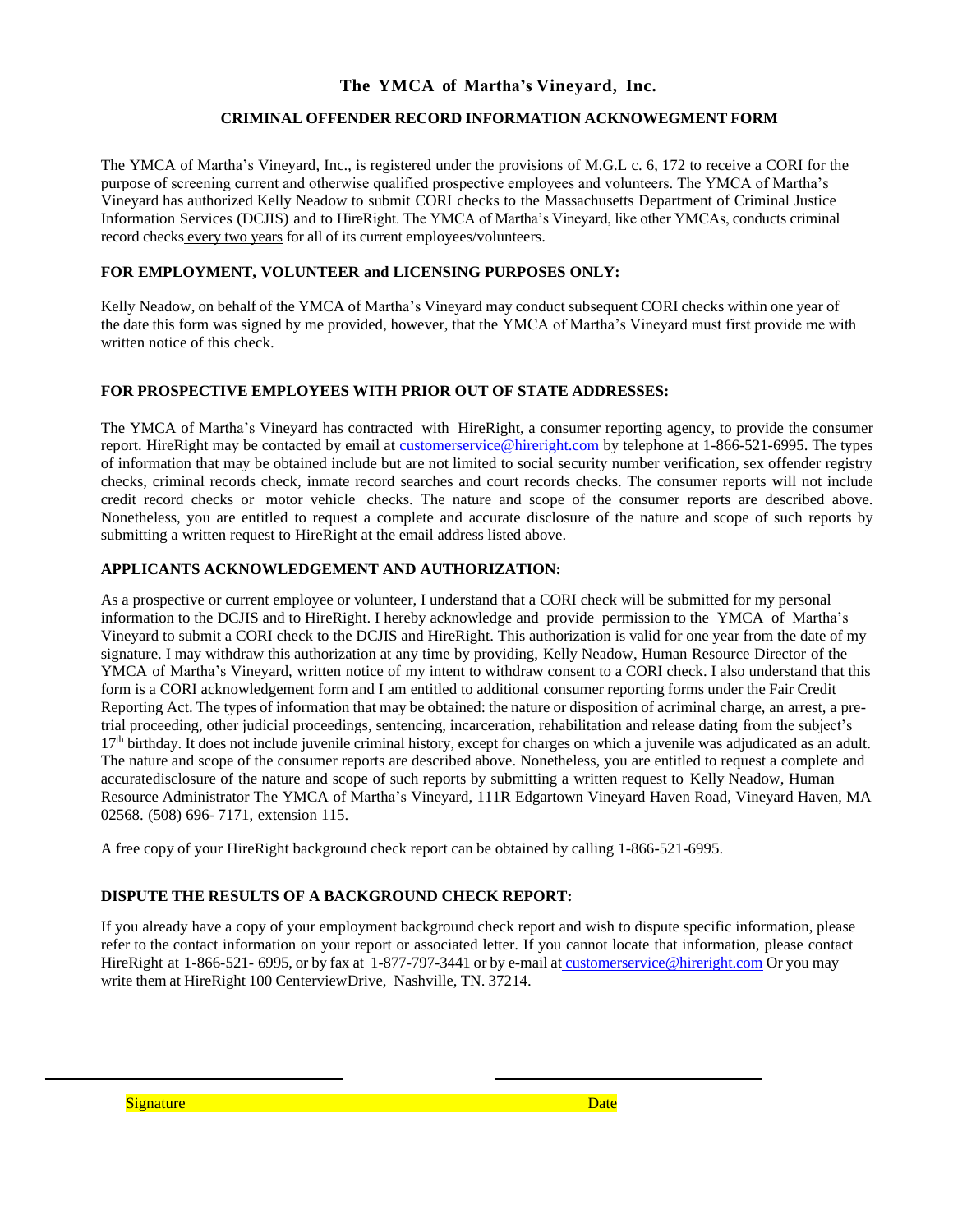## The YMCA of Martha's Vineyard, Inc.

### CRIMINAL OFFENDER RECORD INFORMATION ACKNOWEGMENT FORM

The YMCA of Martha's Vineyard, Inc., is registered under the provisions of M.G.L c. 6, 172 to receive a CORI for the purpose of screening current and otherwise qualified prospective employees and volunteers. The YMCA of Martha's Vineyard has authorized Kelly Neadow to submit CORI checks to the Massachusetts Department of Criminal Justice Information Services (DCJIS) and to HireRight. The YMCA of Martha's Vineyard, like other YMCAs, conducts criminal record checks every two years for all of its current employees/volunteers.

**FOR EMPLOYMENT, VOLUNTEER and LICENSING PURPOSES ONLY:**

Kelly Neadow, on behalf of the YMCA of Martha's Vineyard may conduct subsequent CORI checks within one year of the date this form was signed by me provided, however, that the YMCA of Martha's Vineyard must first provide me with written notice of this check.

**FOR PROSPECTIVE EMPLOYEES WITH PRIOR OUT OF STATE ADDRESSES:**

The YMCA of Martha's Vineyard has contracted with HireRight, a consumer reporting agency, to provide the consumer report. HireRight may be contacted by email at customerservice@hireright.com by telephone at 1-866-521-6995. The types of information that may be obtained include but are not limited to social security number verification, sex offender registry checks, criminal records check, inmate record searches and court records checks. The consumer reports will not include credit record checks or motor vehicle checks. The nature and scope of the consumer reports are described above. Nonetheless, you are entitled to request a complete and accurate disclosure of the nature and scope of such reports by submitting a written request to HireRight at the email address listed above.

**APPLICANTS ACKNOWLEDGEMENT AND AUTHORIZATION:**

As a prospective or current employee or volunteer, I understand that a CORI check will be submitted for my personal information to the DCJIS and to HireRight. I hereby acknowledge and provide permission to the YMCA of Martha's Vineyard to submit a CORI check to the DCJIS and HireRight. This authorization is valid for one year from the date of my signature. I may withdraw this authorization at any time by providing, Kelly Neadow, Human Resource Director of the YMCA of Martha's Vineyard, written notice of my intent to withdraw consent to a CORI check. I also understand that this form is a CORI acknowledgement form and I am entitled to additional consumer reporting forms under the Fair Credit Reporting Act. The types of information that may be obtained: the nature or disposition of acriminal charge, an arrest, a pre-trial proceeding, other judicial proceedings, sentencing, incarceration, rehabilitation and release dating from the subject's 17th birthday. It does not include juvenile criminal history, except for charges on which a juvenile was adjudicated as an adult. The nature and scope of the consumer reports are described above. Nonetheless, you are entitled to request a complete and accuratedisclosure of the nature and scope of such reports by submitting a written request to Kelly Neadow, Human Resource Administrator The YMCA of Martha's Vineyard, 111R Edgartown Vineyard Haven Road, Vineyard Haven, MA 02568. (508) 696- 7171, extension 115.

A free copy of your HireRight background check report can be obtained by calling 1-866-521-6995.

**DISPUTE THE RESULTS OF A BACKGROUND CHECK REPORT:**

If you already have a copy of your employment background check report and wish to dispute specific information, please refer to the contact information on your report or associated letter. If you cannot locate that information, please contact HireRight at 1-866-521- 6995, or by fax at 1-877-797-3441 or by e-mail at customerservice@hireright.com Or you may write them at HireRight 100 CenterviewDrive, Nashville, TN. 37214.

______________________________ ______________________________

Signature Date